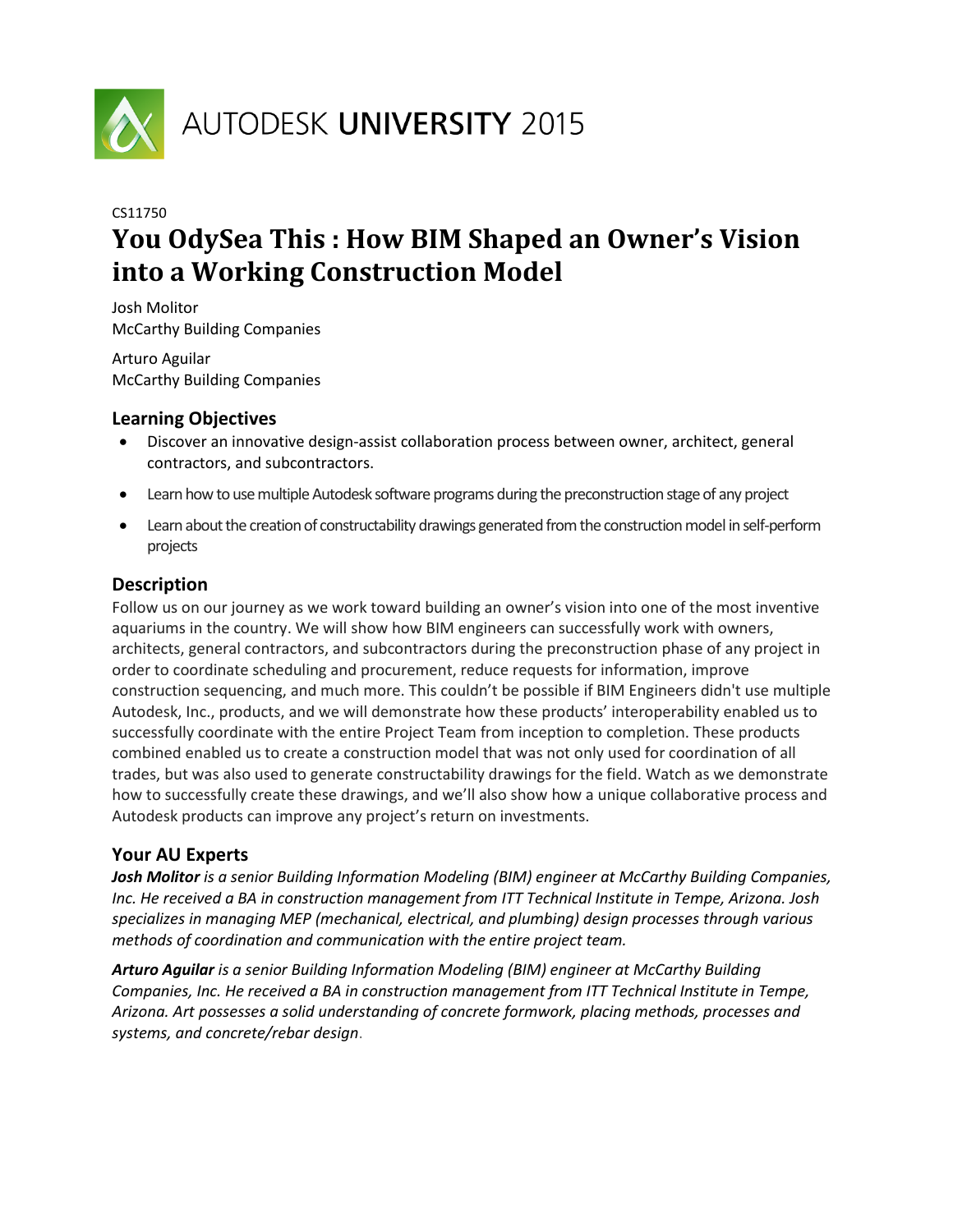AUTODESK UNIVERSITY 2015

CS11750

# You OdySea This : How BIM Shaped an Owner's Vision into a Working Construction Model

Josh Molitor
McCarthy Building Companies

Arturo Aguilar
McCarthy Building Companies

## Learning Objectives

- Discover an innovative design-assist collaboration process between owner, architect, general contractors, and subcontractors.
- Learn how to use multiple Autodesk software programs during the preconstruction stage of any project
- Learn about the creation of constructability drawings generated from the construction model in self-perform projects

## Description

Follow us on our journey as we work toward building an owner's vision into one of the most inventive aquariums in the country. We will show how BIM engineers can successfully work with owners, architects, general contractors, and subcontractors during the preconstruction phase of any project in order to coordinate scheduling and procurement, reduce requests for information, improve construction sequencing, and much more. This couldn't be possible if BIM Engineers didn't use multiple Autodesk, Inc., products, and we will demonstrate how these products' interoperability enabled us to successfully coordinate with the entire Project Team from inception to completion. These products combined enabled us to create a construction model that was not only used for coordination of all trades, but was also used to generate constructability drawings for the field. Watch as we demonstrate how to successfully create these drawings, and we'll also show how a unique collaborative process and Autodesk products can improve any project's return on investments.

## Your AU Experts

***Josh Molitor*** *is a senior Building Information Modeling (BIM) engineer at McCarthy Building Companies, Inc. He received a BA in construction management from ITT Technical Institute in Tempe, Arizona. Josh specializes in managing MEP (mechanical, electrical, and plumbing) design processes through various methods of coordination and communication with the entire project team.*

***Arturo Aguilar*** *is a senior Building Information Modeling (BIM) engineer at McCarthy Building Companies, Inc. He received a BA in construction management from ITT Technical Institute in Tempe, Arizona. Art possesses a solid understanding of concrete formwork, placing methods, processes and systems, and concrete/rebar design.*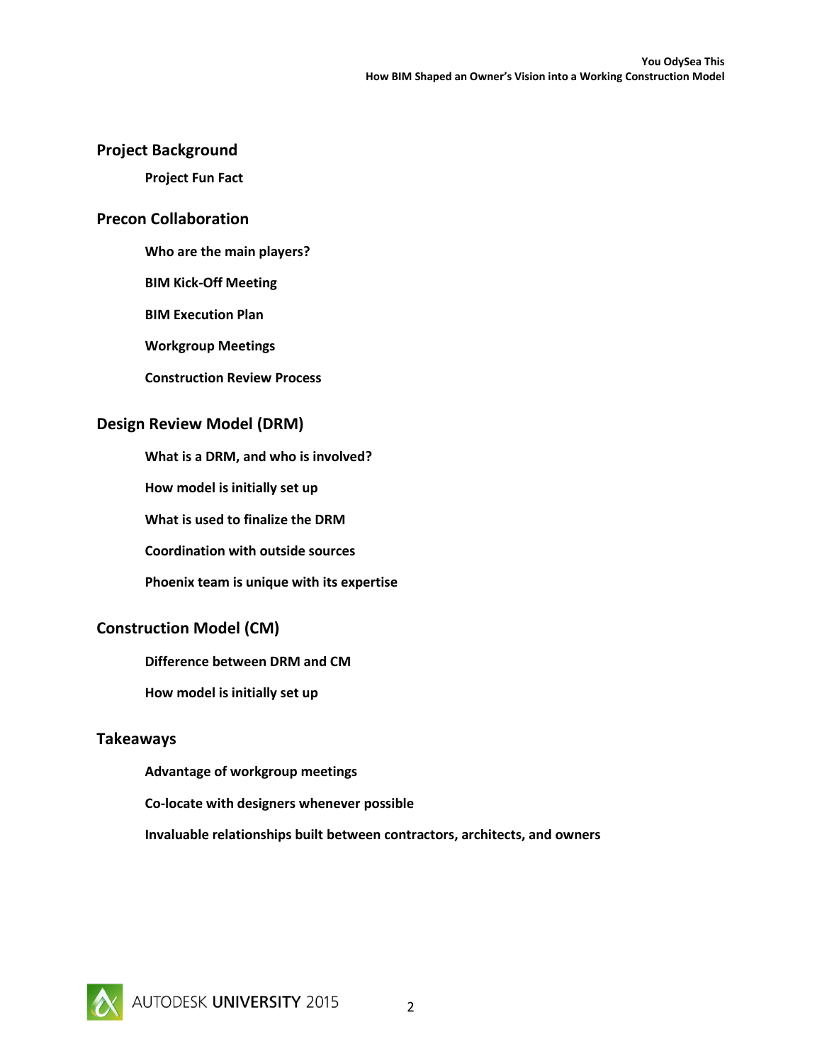## Project Background

### Project Fun Fact

## Precon Collaboration

### Who are the main players?

### BIM Kick-Off Meeting

### BIM Execution Plan

### Workgroup Meetings

### Construction Review Process

## Design Review Model (DRM)

### What is a DRM, and who is involved?

### How model is initially set up

### What is used to finalize the DRM

### Coordination with outside sources

### Phoenix team is unique with its expertise

## Construction Model (CM)

### Difference between DRM and CM

### How model is initially set up

## Takeaways

### Advantage of workgroup meetings

### Co-locate with designers whenever possible

### Invaluable relationships built between contractors, architects, and owners